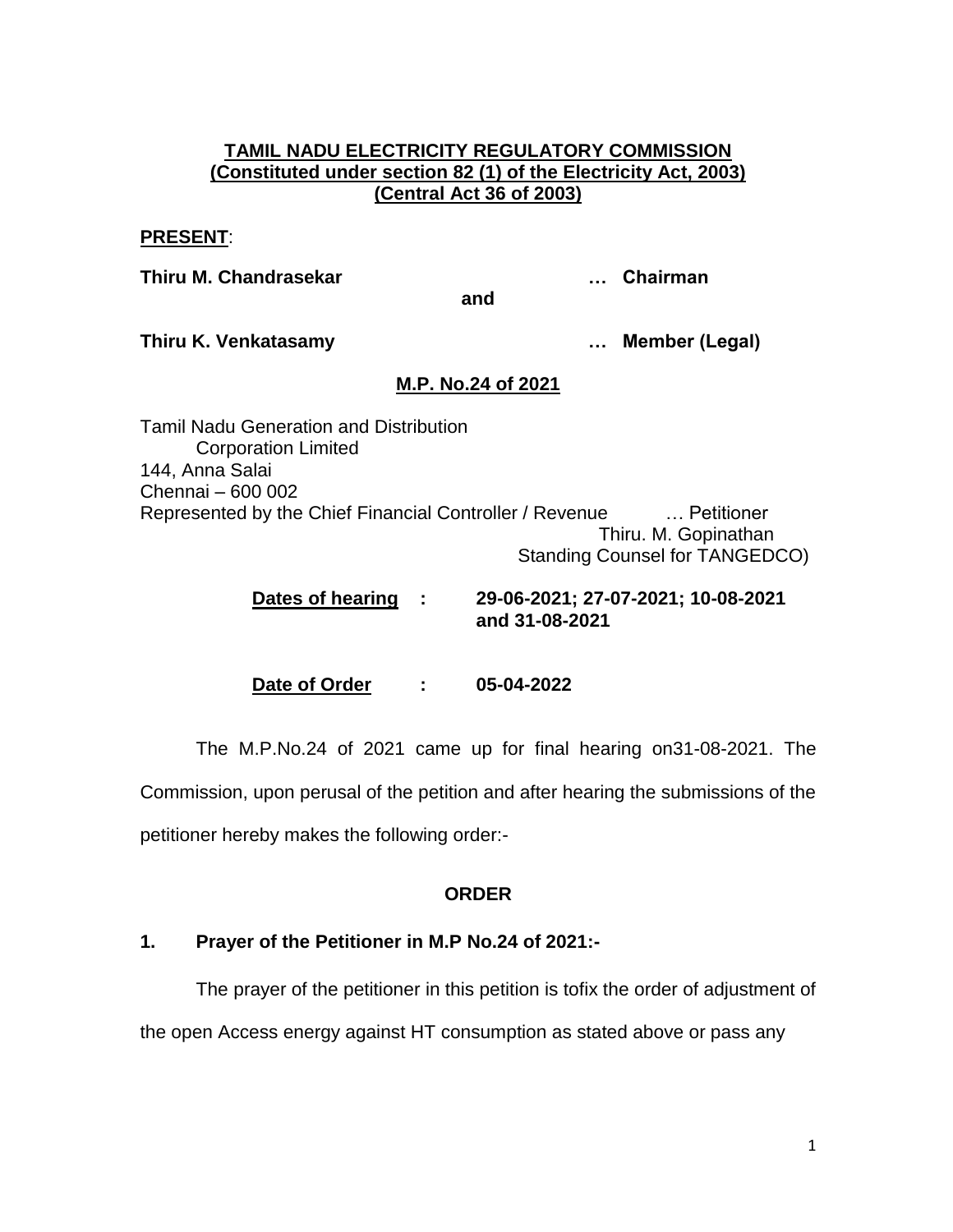**TAMIL NADU ELECTRICITY REGULATORY COMMISSION**
**(Constituted under section 82 (1) of the Electricity Act, 2003)**
**(Central Act 36 of 2003)**

**PRESENT**:

**Thiru M. Chandrasekar** … **Chairman**

**and**

**Thiru K. Venkatasamy** … **Member (Legal)**

**M.P. No.24 of 2021**

Tamil Nadu Generation and Distribution
Corporation Limited
144, Anna Salai
Chennai – 600 002
Represented by the Chief Financial Controller / Revenue … Petitioner
Thiru. M. Gopinathan
Standing Counsel for TANGEDCO)

**Dates of hearing** : **29-06-2021; 27-07-2021; 10-08-2021 and 31-08-2021**

**Date of Order** : **05-04-2022**

The M.P.No.24 of 2021 came up for final hearing on31-08-2021. The Commission, upon perusal of the petition and after hearing the submissions of the petitioner hereby makes the following order:-

**ORDER**

**1. Prayer of the Petitioner in M.P No.24 of 2021:-**

The prayer of the petitioner in this petition is tofix the order of adjustment of the open Access energy against HT consumption as stated above or pass any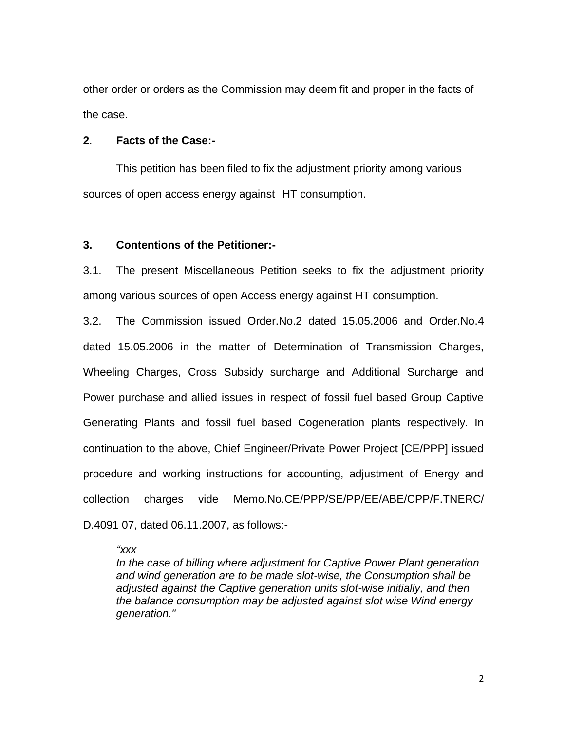other order or orders as the Commission may deem fit and proper in the facts of the case.

**2**. **Facts of the Case:-**

This petition has been filed to fix the adjustment priority among various sources of open access energy against HT consumption.

**3. Contentions of the Petitioner:-**

3.1. The present Miscellaneous Petition seeks to fix the adjustment priority among various sources of open Access energy against HT consumption.

3.2. The Commission issued Order.No.2 dated 15.05.2006 and Order.No.4 dated 15.05.2006 in the matter of Determination of Transmission Charges, Wheeling Charges, Cross Subsidy surcharge and Additional Surcharge and Power purchase and allied issues in respect of fossil fuel based Group Captive Generating Plants and fossil fuel based Cogeneration plants respectively. In continuation to the above, Chief Engineer/Private Power Project [CE/PPP] issued procedure and working instructions for accounting, adjustment of Energy and collection charges vide Memo.No.CE/PPP/SE/PP/EE/ABE/CPP/F.TNERC/D.4091 07, dated 06.11.2007, as follows:-

> *"xxx*
> *In the case of billing where adjustment for Captive Power Plant generation and wind generation are to be made slot-wise, the Consumption shall be adjusted against the Captive generation units slot-wise initially, and then the balance consumption may be adjusted against slot wise Wind energy generation."*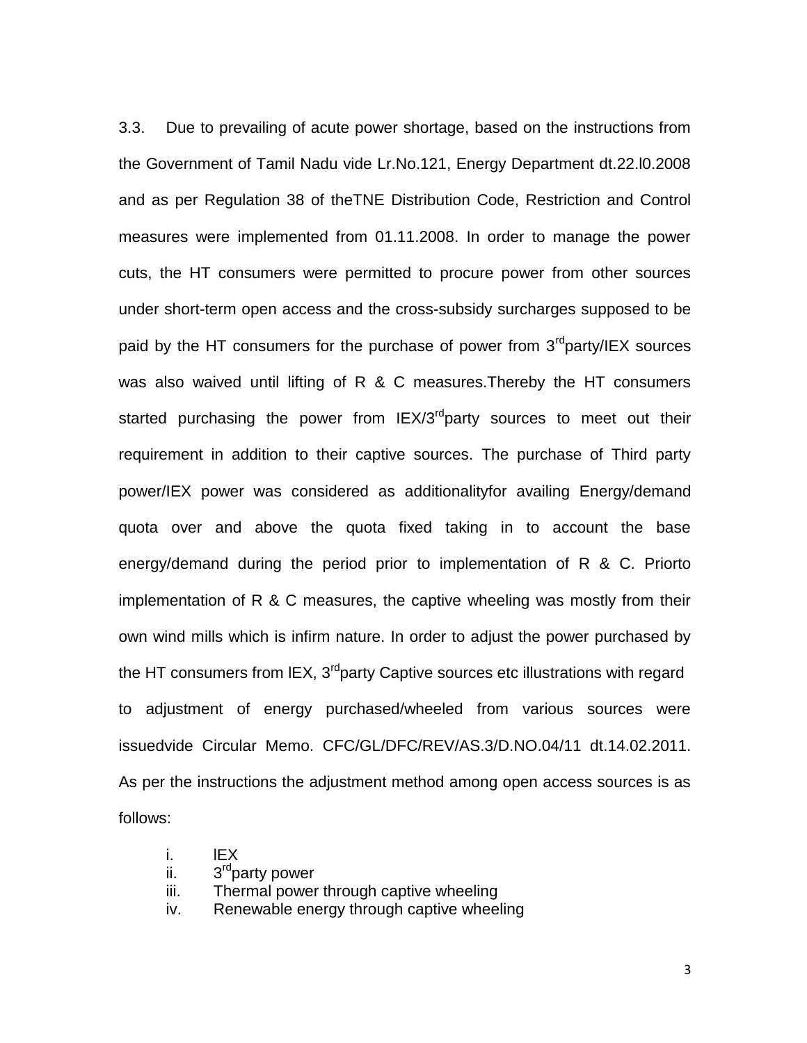3.3. Due to prevailing of acute power shortage, based on the instructions from the Government of Tamil Nadu vide Lr.No.121, Energy Department dt.22.l0.2008 and as per Regulation 38 of theTNE Distribution Code, Restriction and Control measures were implemented from 01.11.2008. In order to manage the power cuts, the HT consumers were permitted to procure power from other sources under short-term open access and the cross-subsidy surcharges supposed to be paid by the HT consumers for the purchase of power from 3rdparty/IEX sources was also waived until lifting of R & C measures.Thereby the HT consumers started purchasing the power from IEX/3rdparty sources to meet out their requirement in addition to their captive sources. The purchase of Third party power/IEX power was considered as additionalityfor availing Energy/demand quota over and above the quota fixed taking in to account the base energy/demand during the period prior to implementation of R & C. Priorto implementation of R & C measures, the captive wheeling was mostly from their own wind mills which is infirm nature. In order to adjust the power purchased by the HT consumers from lEX, 3rdparty Captive sources etc illustrations with regard to adjustment of energy purchased/wheeled from various sources were issuedvide Circular Memo. CFC/GL/DFC/REV/AS.3/D.NO.04/11 dt.14.02.2011. As per the instructions the adjustment method among open access sources is as follows:

i. lEX
ii. 3rdparty power
iii. Thermal power through captive wheeling
iv. Renewable energy through captive wheeling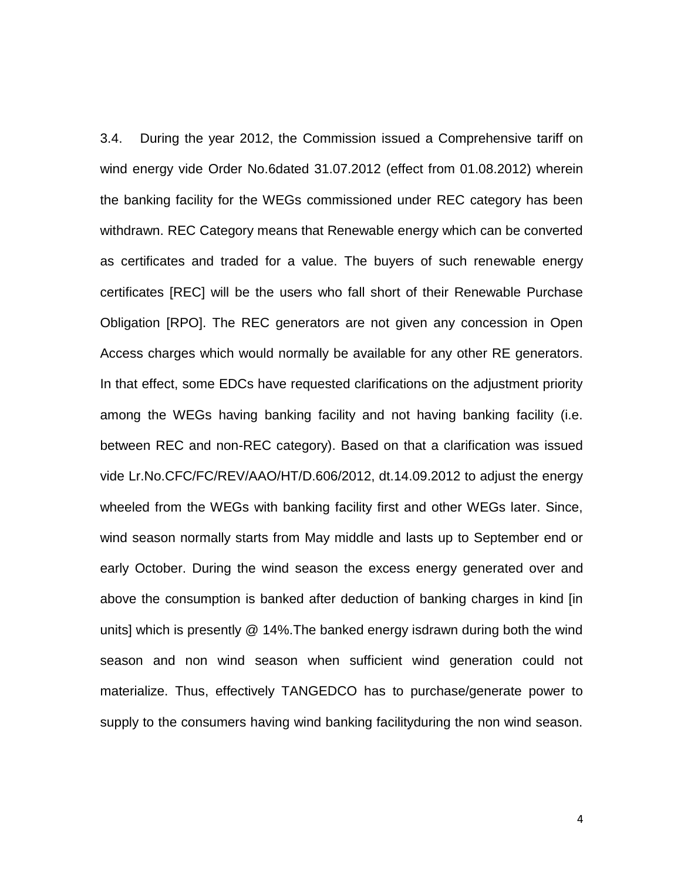3.4. During the year 2012, the Commission issued a Comprehensive tariff on wind energy vide Order No.6dated 31.07.2012 (effect from 01.08.2012) wherein the banking facility for the WEGs commissioned under REC category has been withdrawn. REC Category means that Renewable energy which can be converted as certificates and traded for a value. The buyers of such renewable energy certificates [REC] will be the users who fall short of their Renewable Purchase Obligation [RPO]. The REC generators are not given any concession in Open Access charges which would normally be available for any other RE generators. In that effect, some EDCs have requested clarifications on the adjustment priority among the WEGs having banking facility and not having banking facility (i.e. between REC and non-REC category). Based on that a clarification was issued vide Lr.No.CFC/FC/REV/AAO/HT/D.606/2012, dt.14.09.2012 to adjust the energy wheeled from the WEGs with banking facility first and other WEGs later. Since, wind season normally starts from May middle and lasts up to September end or early October. During the wind season the excess energy generated over and above the consumption is banked after deduction of banking charges in kind [in units] which is presently @ 14%.The banked energy isdrawn during both the wind season and non wind season when sufficient wind generation could not materialize. Thus, effectively TANGEDCO has to purchase/generate power to supply to the consumers having wind banking facilityduring the non wind season.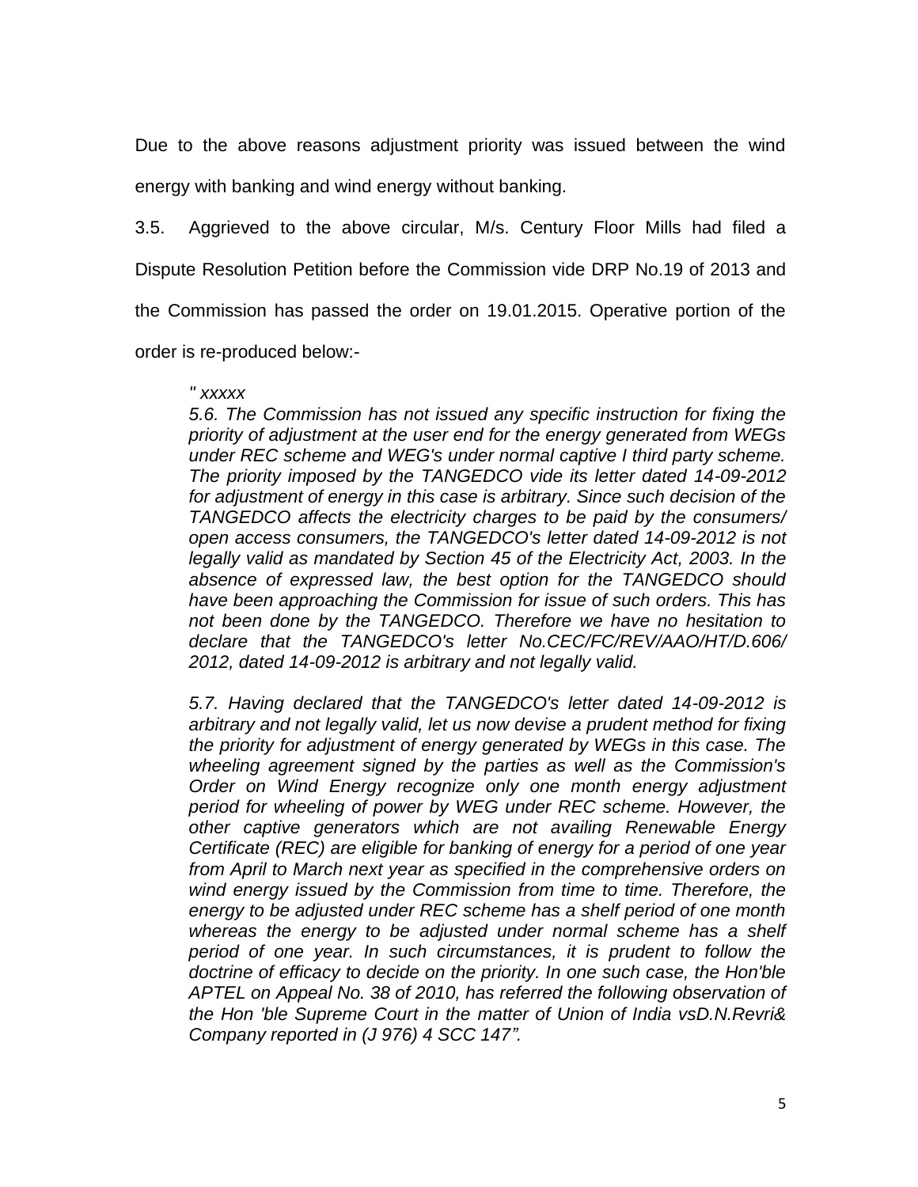Due to the above reasons adjustment priority was issued between the wind energy with banking and wind energy without banking.

3.5. Aggrieved to the above circular, M/s. Century Floor Mills had filed a Dispute Resolution Petition before the Commission vide DRP No.19 of 2013 and the Commission has passed the order on 19.01.2015. Operative portion of the order is re-produced below:-

> *" xxxxx*
>
> *5.6. The Commission has not issued any specific instruction for fixing the priority of adjustment at the user end for the energy generated from WEGs under REC scheme and WEG's under normal captive I third party scheme. The priority imposed by the TANGEDCO vide its letter dated 14-09-2012 for adjustment of energy in this case is arbitrary. Since such decision of the TANGEDCO affects the electricity charges to be paid by the consumers/ open access consumers, the TANGEDCO's letter dated 14-09-2012 is not legally valid as mandated by Section 45 of the Electricity Act, 2003. In the absence of expressed law, the best option for the TANGEDCO should have been approaching the Commission for issue of such orders. This has not been done by the TANGEDCO. Therefore we have no hesitation to declare that the TANGEDCO's letter No.CEC/FC/REV/AAO/HT/D.606/ 2012, dated 14-09-2012 is arbitrary and not legally valid.*
>
> *5.7. Having declared that the TANGEDCO's letter dated 14-09-2012 is arbitrary and not legally valid, let us now devise a prudent method for fixing the priority for adjustment of energy generated by WEGs in this case. The wheeling agreement signed by the parties as well as the Commission's Order on Wind Energy recognize only one month energy adjustment period for wheeling of power by WEG under REC scheme. However, the other captive generators which are not availing Renewable Energy Certificate (REC) are eligible for banking of energy for a period of one year from April to March next year as specified in the comprehensive orders on wind energy issued by the Commission from time to time. Therefore, the energy to be adjusted under REC scheme has a shelf period of one month whereas the energy to be adjusted under normal scheme has a shelf period of one year. In such circumstances, it is prudent to follow the doctrine of efficacy to decide on the priority. In one such case, the Hon'ble APTEL on Appeal No. 38 of 2010, has referred the following observation of the Hon 'ble Supreme Court in the matter of Union of India vsD.N.Revri& Company reported in (J 976) 4 SCC 147".*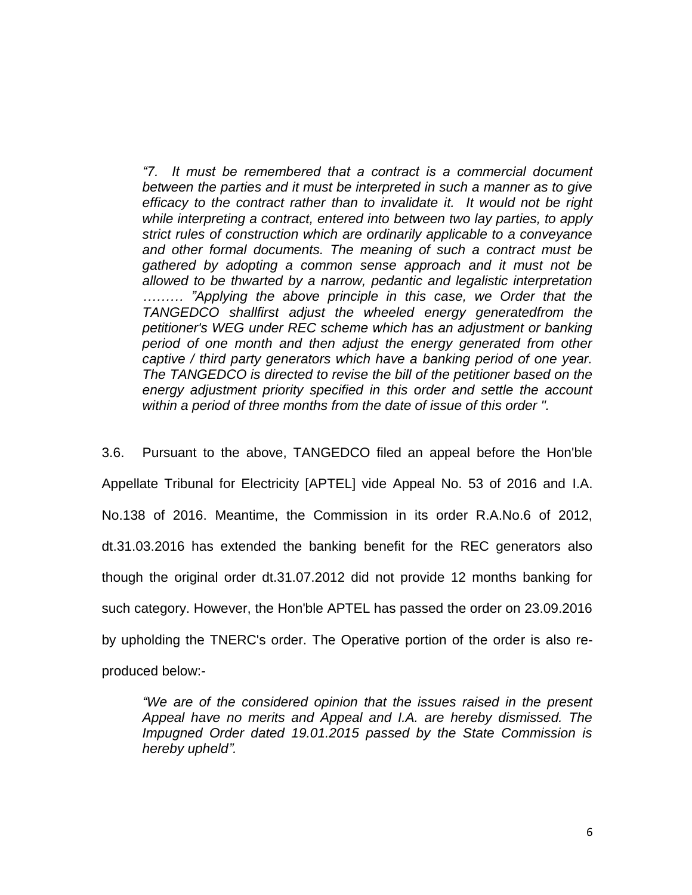*“7. It must be remembered that a contract is a commercial document between the parties and it must be interpreted in such a manner as to give efficacy to the contract rather than to invalidate it. It would not be right while interpreting a contract, entered into between two lay parties, to apply strict rules of construction which are ordinarily applicable to a conveyance and other formal documents. The meaning of such a contract must be gathered by adopting a common sense approach and it must not be allowed to be thwarted by a narrow, pedantic and legalistic interpretation ……… ”Applying the above principle in this case, we Order that the TANGEDCO shallfirst adjust the wheeled energy generatedfrom the petitioner's WEG under REC scheme which has an adjustment or banking period of one month and then adjust the energy generated from other captive / third party generators which have a banking period of one year. The TANGEDCO is directed to revise the bill of the petitioner based on the energy adjustment priority specified in this order and settle the account within a period of three months from the date of issue of this order ".*

3.6. Pursuant to the above, TANGEDCO filed an appeal before the Hon'ble Appellate Tribunal for Electricity [APTEL] vide Appeal No. 53 of 2016 and I.A. No.138 of 2016. Meantime, the Commission in its order R.A.No.6 of 2012, dt.31.03.2016 has extended the banking benefit for the REC generators also though the original order dt.31.07.2012 did not provide 12 months banking for such category. However, the Hon'ble APTEL has passed the order on 23.09.2016 by upholding the TNERC's order. The Operative portion of the order is also re-produced below:-

*“We are of the considered opinion that the issues raised in the present Appeal have no merits and Appeal and I.A. are hereby dismissed. The Impugned Order dated 19.01.2015 passed by the State Commission is hereby upheld”.*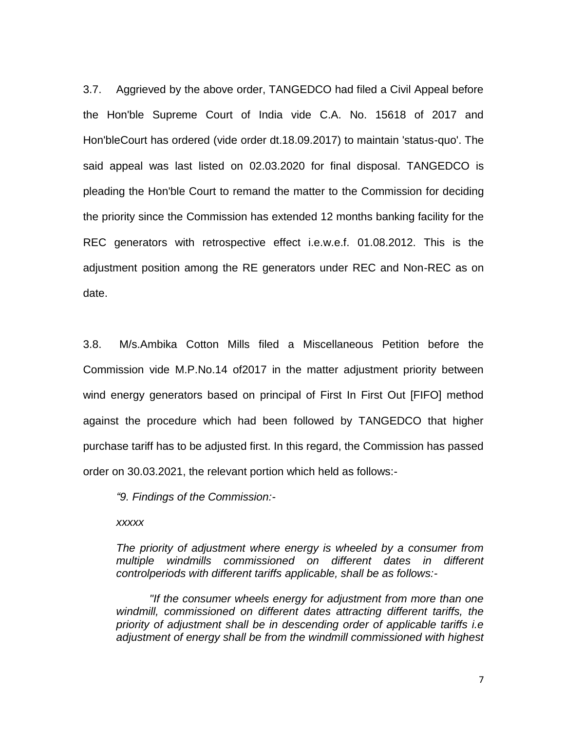3.7. Aggrieved by the above order, TANGEDCO had filed a Civil Appeal before the Hon'ble Supreme Court of India vide C.A. No. 15618 of 2017 and Hon'bleCourt has ordered (vide order dt.18.09.2017) to maintain 'status-quo'. The said appeal was last listed on 02.03.2020 for final disposal. TANGEDCO is pleading the Hon'ble Court to remand the matter to the Commission for deciding the priority since the Commission has extended 12 months banking facility for the REC generators with retrospective effect i.e.w.e.f. 01.08.2012. This is the adjustment position among the RE generators under REC and Non-REC as on date.

3.8. M/s.Ambika Cotton Mills filed a Miscellaneous Petition before the Commission vide M.P.No.14 of2017 in the matter adjustment priority between wind energy generators based on principal of First In First Out [FIFO] method against the procedure which had been followed by TANGEDCO that higher purchase tariff has to be adjusted first. In this regard, the Commission has passed order on 30.03.2021, the relevant portion which held as follows:-

> *"9. Findings of the Commission:-*
>
> *xxxxx*
>
> *The priority of adjustment where energy is wheeled by a consumer from multiple windmills commissioned on different dates in different controlperiods with different tariffs applicable, shall be as follows:-*
>
> *"If the consumer wheels energy for adjustment from more than one windmill, commissioned on different dates attracting different tariffs, the priority of adjustment shall be in descending order of applicable tariffs i.e adjustment of energy shall be from the windmill commissioned with highest*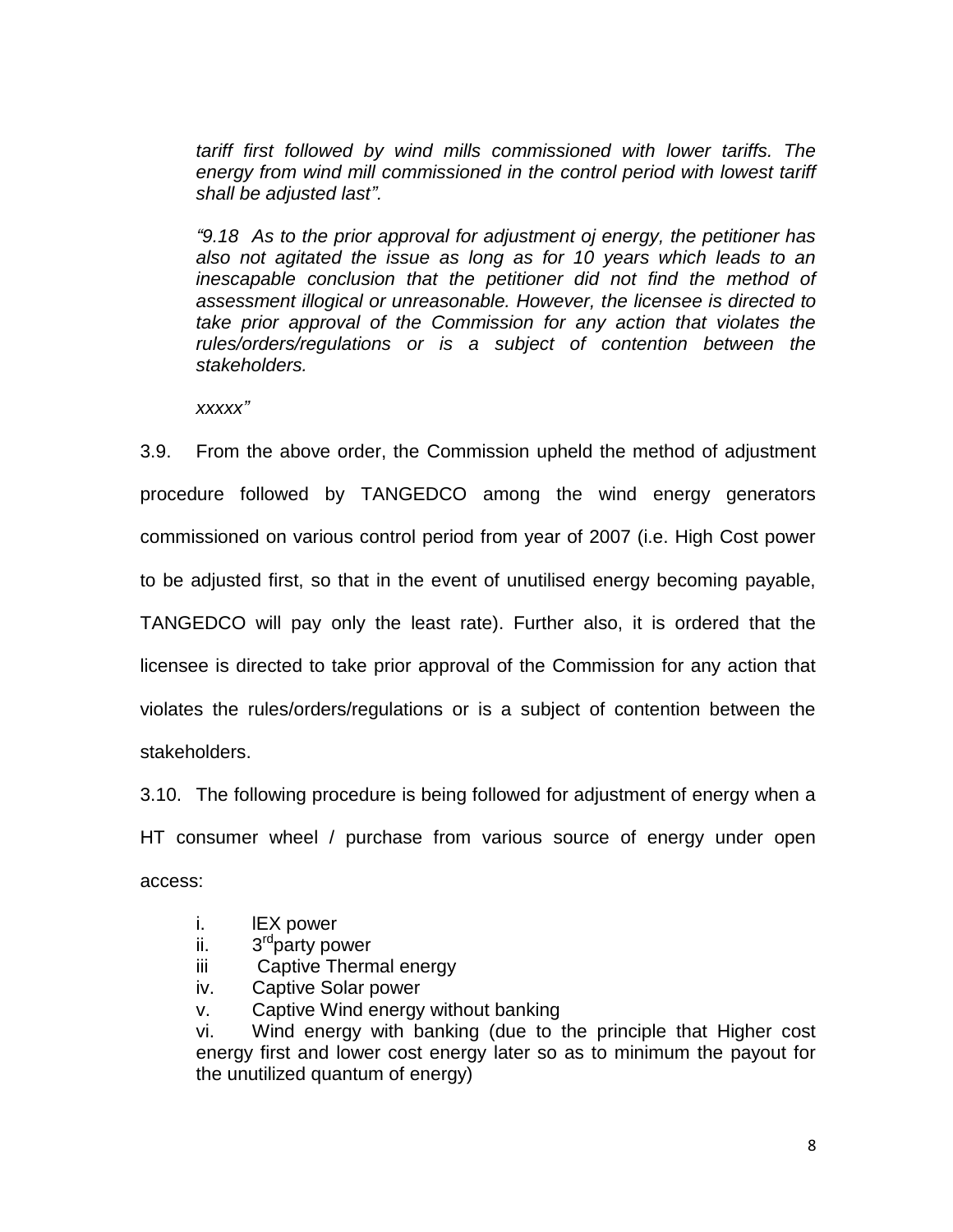*tariff first followed by wind mills commissioned with lower tariffs. The energy from wind mill commissioned in the control period with lowest tariff shall be adjusted last".*

*"9.18 As to the prior approval for adjustment oj energy, the petitioner has also not agitated the issue as long as for 10 years which leads to an inescapable conclusion that the petitioner did not find the method of assessment illogical or unreasonable. However, the licensee is directed to take prior approval of the Commission for any action that violates the rules/orders/regulations or is a subject of contention between the stakeholders.*

*xxxxx"*

3.9. From the above order, the Commission upheld the method of adjustment procedure followed by TANGEDCO among the wind energy generators commissioned on various control period from year of 2007 (i.e. High Cost power to be adjusted first, so that in the event of unutilised energy becoming payable, TANGEDCO will pay only the least rate). Further also, it is ordered that the licensee is directed to take prior approval of the Commission for any action that violates the rules/orders/regulations or is a subject of contention between the stakeholders.

3.10. The following procedure is being followed for adjustment of energy when a HT consumer wheel / purchase from various source of energy under open access:

i. lEX power
ii. 3rd party power
iii Captive Thermal energy
iv. Captive Solar power
v. Captive Wind energy without banking
vi. Wind energy with banking (due to the principle that Higher cost energy first and lower cost energy later so as to minimum the payout for the unutilized quantum of energy)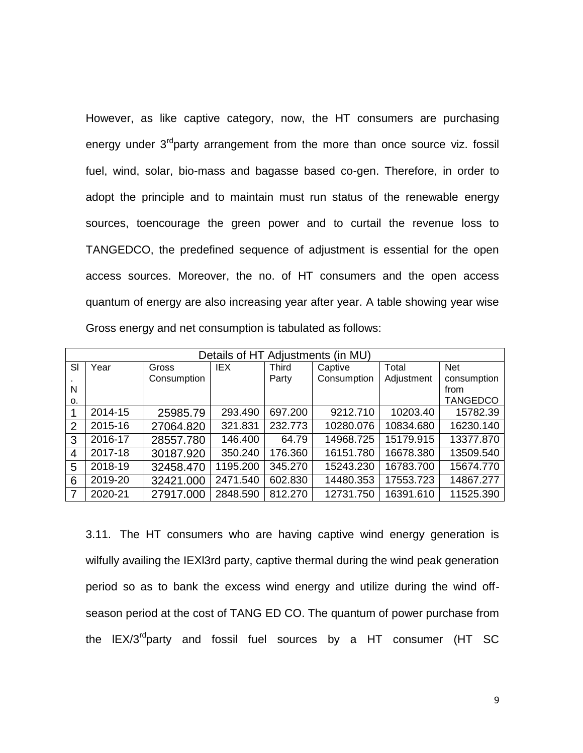However, as like captive category, now, the HT consumers are purchasing energy under 3rd party arrangement from the more than once source viz. fossil fuel, wind, solar, bio-mass and bagasse based co-gen. Therefore, in order to adopt the principle and to maintain must run status of the renewable energy sources, toencourage the green power and to curtail the revenue loss to TANGEDCO, the predefined sequence of adjustment is essential for the open access sources. Moreover, the no. of HT consumers and the open access quantum of energy are also increasing year after year. A table showing year wise Gross energy and net consumption is tabulated as follows:

| Details of HT Adjustments (in MU) | | | | | | | |
|---|---|---|---|---|---|---|---|
| Sl. No. | Year | Gross Consumption | IEX | Third Party | Captive Consumption | Total Adjustment | Net consumption from TANGEDCO |
| 1 | 2014-15 | 25985.79 | 293.490 | 697.200 | 9212.710 | 10203.40 | 15782.39 |
| 2 | 2015-16 | 27064.820 | 321.831 | 232.773 | 10280.076 | 10834.680 | 16230.140 |
| 3 | 2016-17 | 28557.780 | 146.400 | 64.79 | 14968.725 | 15179.915 | 13377.870 |
| 4 | 2017-18 | 30187.920 | 350.240 | 176.360 | 16151.780 | 16678.380 | 13509.540 |
| 5 | 2018-19 | 32458.470 | 1195.200 | 345.270 | 15243.230 | 16783.700 | 15674.770 |
| 6 | 2019-20 | 32421.000 | 2471.540 | 602.830 | 14480.353 | 17553.723 | 14867.277 |
| 7 | 2020-21 | 27917.000 | 2848.590 | 812.270 | 12731.750 | 16391.610 | 11525.390 |

3.11. The HT consumers who are having captive wind energy generation is wilfully availing the IEXl3rd party, captive thermal during the wind peak generation period so as to bank the excess wind energy and utilize during the wind off-season period at the cost of TANG ED CO. The quantum of power purchase from the lEX/3rd party and fossil fuel sources by a HT consumer (HT SC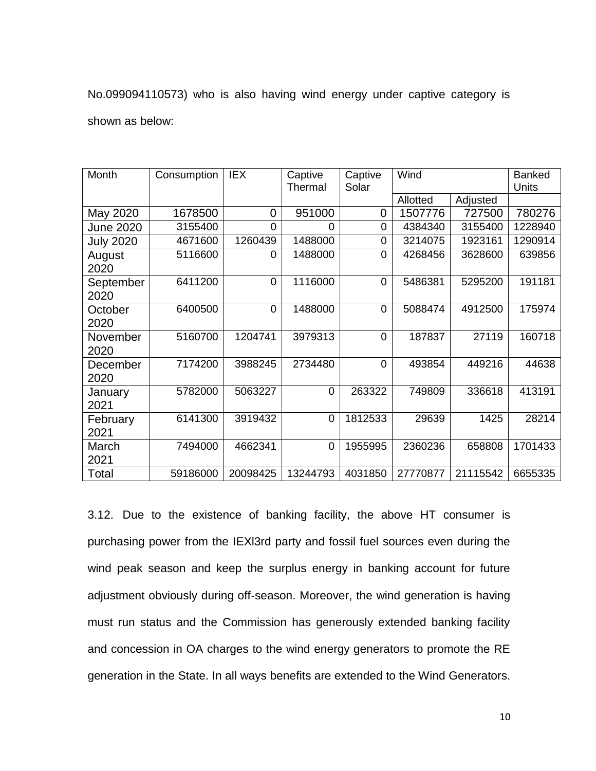No.099094110573) who is also having wind energy under captive category is shown as below:

| Month | Consumption | IEX | Captive Thermal | Captive Solar | Wind | | Banked Units |
|---|---|---|---|---|---|---|---|
| | | | | | Allotted | Adjusted | |
| May 2020 | 1678500 | 0 | 951000 | 0 | 1507776 | 727500 | 780276 |
| June 2020 | 3155400 | 0 | 0 | 0 | 4384340 | 3155400 | 1228940 |
| July 2020 | 4671600 | 1260439 | 1488000 | 0 | 3214075 | 1923161 | 1290914 |
| August 2020 | 5116600 | 0 | 1488000 | 0 | 4268456 | 3628600 | 639856 |
| September 2020 | 6411200 | 0 | 1116000 | 0 | 5486381 | 5295200 | 191181 |
| October 2020 | 6400500 | 0 | 1488000 | 0 | 5088474 | 4912500 | 175974 |
| November 2020 | 5160700 | 1204741 | 3979313 | 0 | 187837 | 27119 | 160718 |
| December 2020 | 7174200 | 3988245 | 2734480 | 0 | 493854 | 449216 | 44638 |
| January 2021 | 5782000 | 5063227 | 0 | 263322 | 749809 | 336618 | 413191 |
| February 2021 | 6141300 | 3919432 | 0 | 1812533 | 29639 | 1425 | 28214 |
| March 2021 | 7494000 | 4662341 | 0 | 1955995 | 2360236 | 658808 | 1701433 |
| Total | 59186000 | 20098425 | 13244793 | 4031850 | 27770877 | 21115542 | 6655335 |

3.12. Due to the existence of banking facility, the above HT consumer is purchasing power from the IEXl3rd party and fossil fuel sources even during the wind peak season and keep the surplus energy in banking account for future adjustment obviously during off-season. Moreover, the wind generation is having must run status and the Commission has generously extended banking facility and concession in OA charges to the wind energy generators to promote the RE generation in the State. In all ways benefits are extended to the Wind Generators.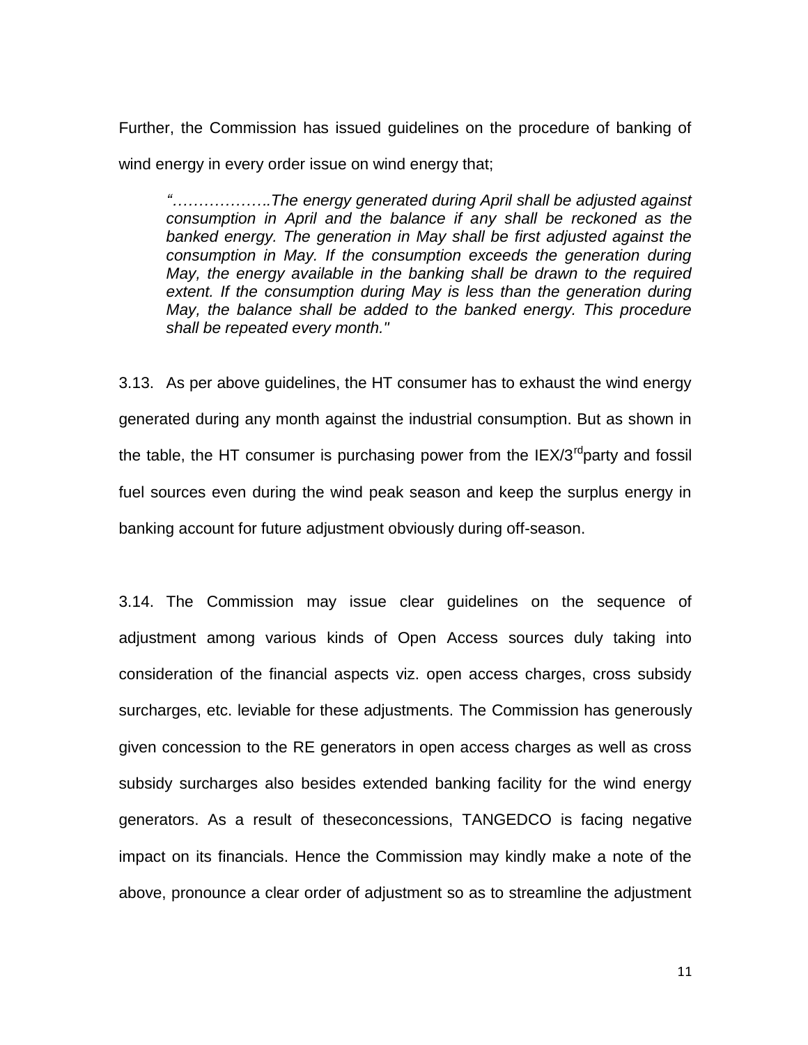Further, the Commission has issued guidelines on the procedure of banking of wind energy in every order issue on wind energy that;

> *"……………….The energy generated during April shall be adjusted against consumption in April and the balance if any shall be reckoned as the banked energy. The generation in May shall be first adjusted against the consumption in May. If the consumption exceeds the generation during May, the energy available in the banking shall be drawn to the required extent. If the consumption during May is less than the generation during May, the balance shall be added to the banked energy. This procedure shall be repeated every month."*

3.13. As per above guidelines, the HT consumer has to exhaust the wind energy generated during any month against the industrial consumption. But as shown in the table, the HT consumer is purchasing power from the IEX/3rdparty and fossil fuel sources even during the wind peak season and keep the surplus energy in banking account for future adjustment obviously during off-season.

3.14. The Commission may issue clear guidelines on the sequence of adjustment among various kinds of Open Access sources duly taking into consideration of the financial aspects viz. open access charges, cross subsidy surcharges, etc. leviable for these adjustments. The Commission has generously given concession to the RE generators in open access charges as well as cross subsidy surcharges also besides extended banking facility for the wind energy generators. As a result of theseconcessions, TANGEDCO is facing negative impact on its financials. Hence the Commission may kindly make a note of the above, pronounce a clear order of adjustment so as to streamline the adjustment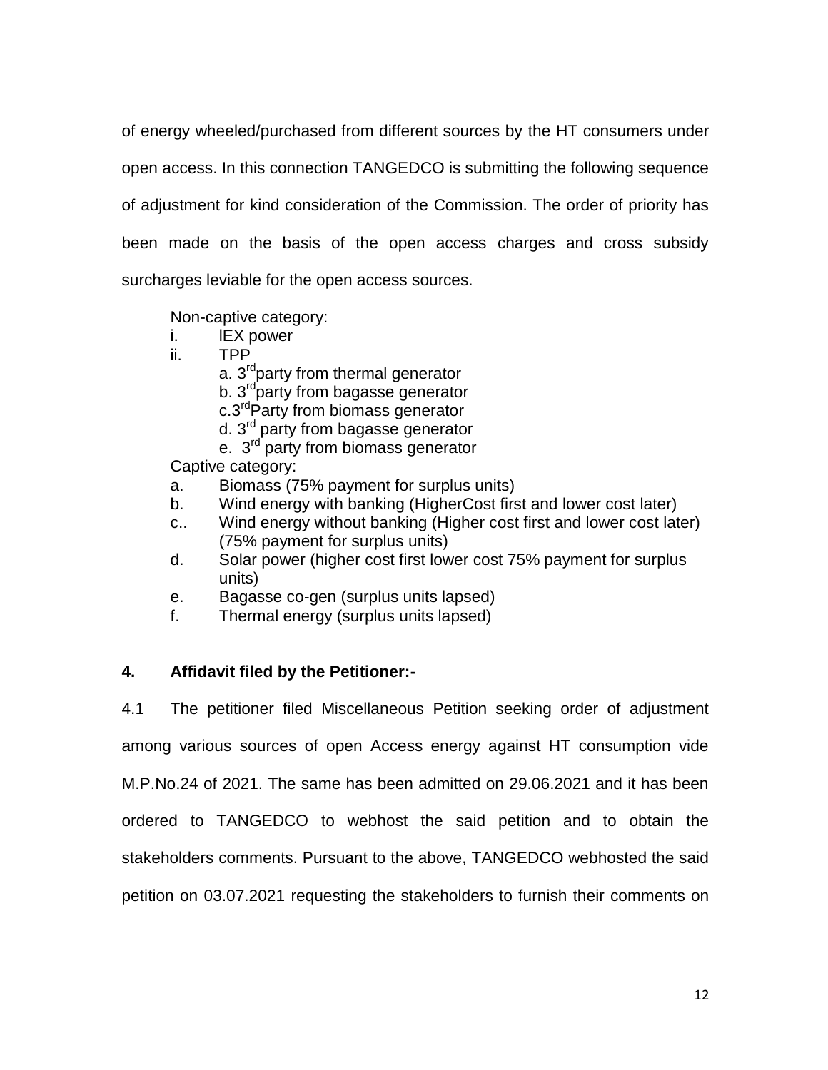of energy wheeled/purchased from different sources by the HT consumers under open access. In this connection TANGEDCO is submitting the following sequence of adjustment for kind consideration of the Commission. The order of priority has been made on the basis of the open access charges and cross subsidy surcharges leviable for the open access sources.

Non-captive category:

i. IEX power
ii. TPP
    - a. 3rd party from thermal generator
    - b. 3rd party from bagasse generator
    - c. 3rd Party from biomass generator
    - d. 3rd party from bagasse generator
    - e. 3rd party from biomass generator

Captive category:

a. Biomass (75% payment for surplus units)
b. Wind energy with banking (HigherCost first and lower cost later)
c.. Wind energy without banking (Higher cost first and lower cost later) (75% payment for surplus units)
d. Solar power (higher cost first lower cost 75% payment for surplus units)
e. Bagasse co-gen (surplus units lapsed)
f. Thermal energy (surplus units lapsed)

**4. Affidavit filed by the Petitioner:-**

4.1 The petitioner filed Miscellaneous Petition seeking order of adjustment among various sources of open Access energy against HT consumption vide M.P.No.24 of 2021. The same has been admitted on 29.06.2021 and it has been ordered to TANGEDCO to webhost the said petition and to obtain the stakeholders comments. Pursuant to the above, TANGEDCO webhosted the said petition on 03.07.2021 requesting the stakeholders to furnish their comments on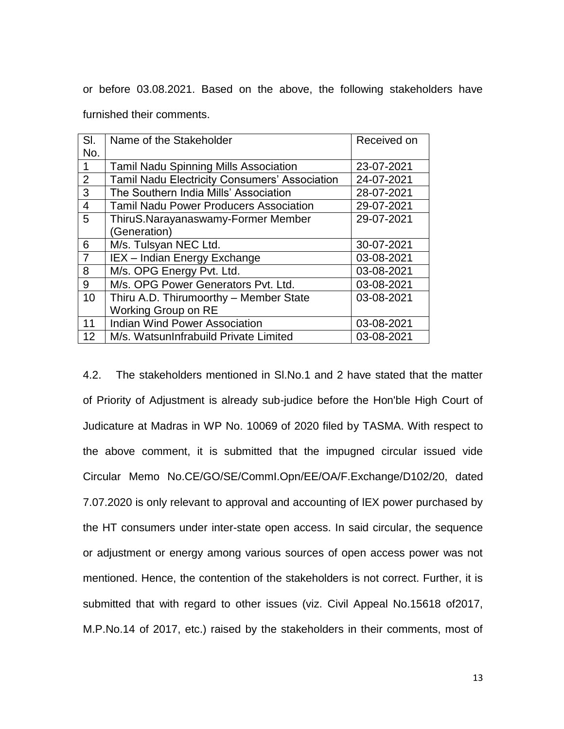or before 03.08.2021. Based on the above, the following stakeholders have furnished their comments.

| Sl. No. | Name of the Stakeholder | Received on |
|---|---|---|
| 1 | Tamil Nadu Spinning Mills Association | 23-07-2021 |
| 2 | Tamil Nadu Electricity Consumers' Association | 24-07-2021 |
| 3 | The Southern India Mills' Association | 28-07-2021 |
| 4 | Tamil Nadu Power Producers Association | 29-07-2021 |
| 5 | ThiruS.Narayanaswamy-Former Member (Generation) | 29-07-2021 |
| 6 | M/s. Tulsyan NEC Ltd. | 30-07-2021 |
| 7 | IEX – Indian Energy Exchange | 03-08-2021 |
| 8 | M/s. OPG Energy Pvt. Ltd. | 03-08-2021 |
| 9 | M/s. OPG Power Generators Pvt. Ltd. | 03-08-2021 |
| 10 | Thiru A.D. Thirumoorthy – Member State Working Group on RE | 03-08-2021 |
| 11 | Indian Wind Power Association | 03-08-2021 |
| 12 | M/s. WatsunInfrabuild Private Limited | 03-08-2021 |

4.2. The stakeholders mentioned in Sl.No.1 and 2 have stated that the matter of Priority of Adjustment is already sub-judice before the Hon'ble High Court of Judicature at Madras in WP No. 10069 of 2020 filed by TASMA. With respect to the above comment, it is submitted that the impugned circular issued vide Circular Memo No.CE/GO/SE/CommI.Opn/EE/OA/F.Exchange/D102/20, dated 7.07.2020 is only relevant to approval and accounting of IEX power purchased by the HT consumers under inter-state open access. In said circular, the sequence or adjustment or energy among various sources of open access power was not mentioned. Hence, the contention of the stakeholders is not correct. Further, it is submitted that with regard to other issues (viz. Civil Appeal No.15618 of2017, M.P.No.14 of 2017, etc.) raised by the stakeholders in their comments, most of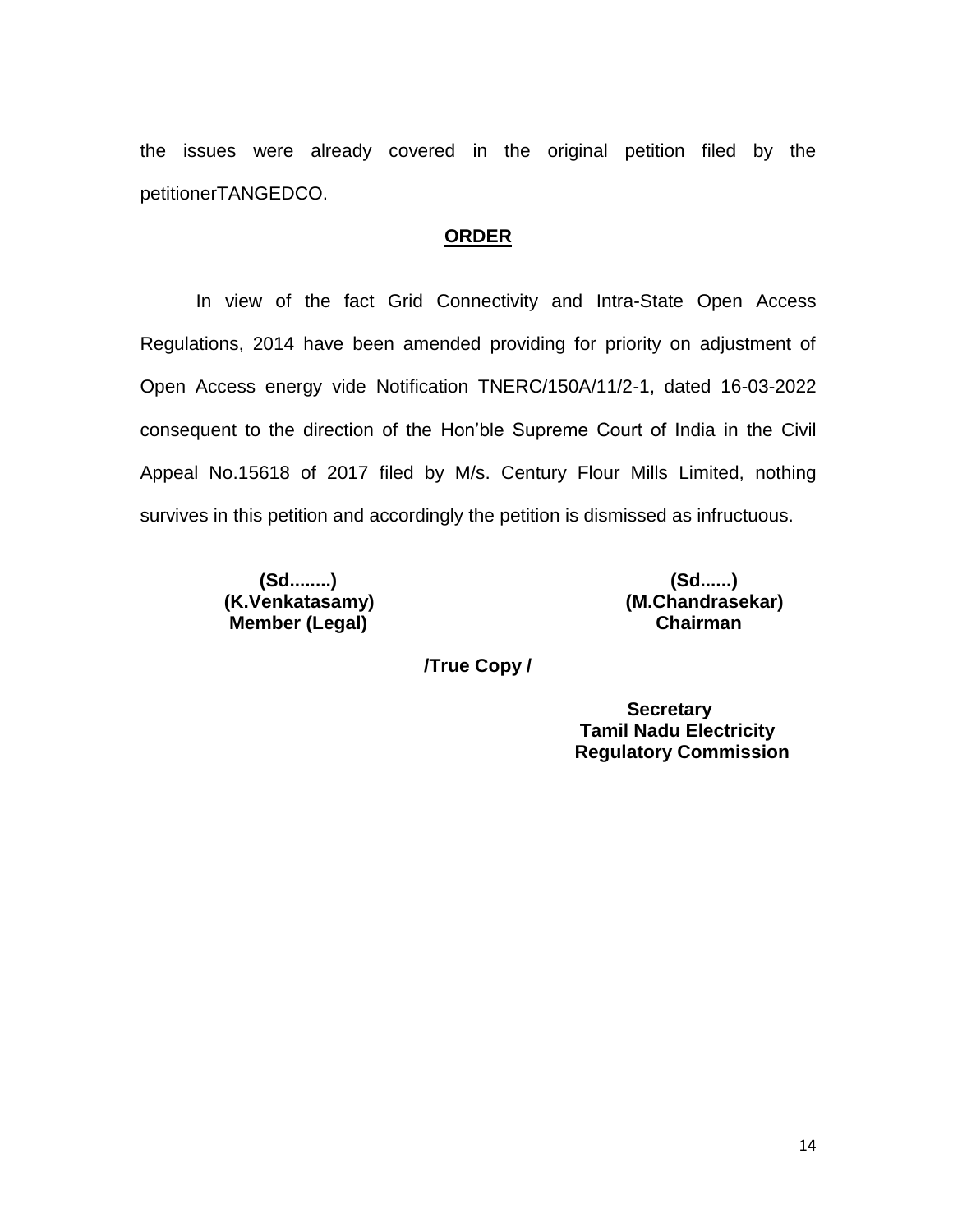the issues were already covered in the original petition filed by the petitionerTANGEDCO.

## ORDER

In view of the fact Grid Connectivity and Intra-State Open Access Regulations, 2014 have been amended providing for priority on adjustment of Open Access energy vide Notification TNERC/150A/11/2-1, dated 16-03-2022 consequent to the direction of the Hon'ble Supreme Court of India in the Civil Appeal No.15618 of 2017 filed by M/s. Century Flour Mills Limited, nothing survives in this petition and accordingly the petition is dismissed as infructuous.

**(Sd........)**
**(K.Venkatasamy)**
**Member (Legal)**

**(Sd......)**
**(M.Chandrasekar)**
**Chairman**

**/True Copy /**

**Secretary**
**Tamil Nadu Electricity**
**Regulatory Commission**